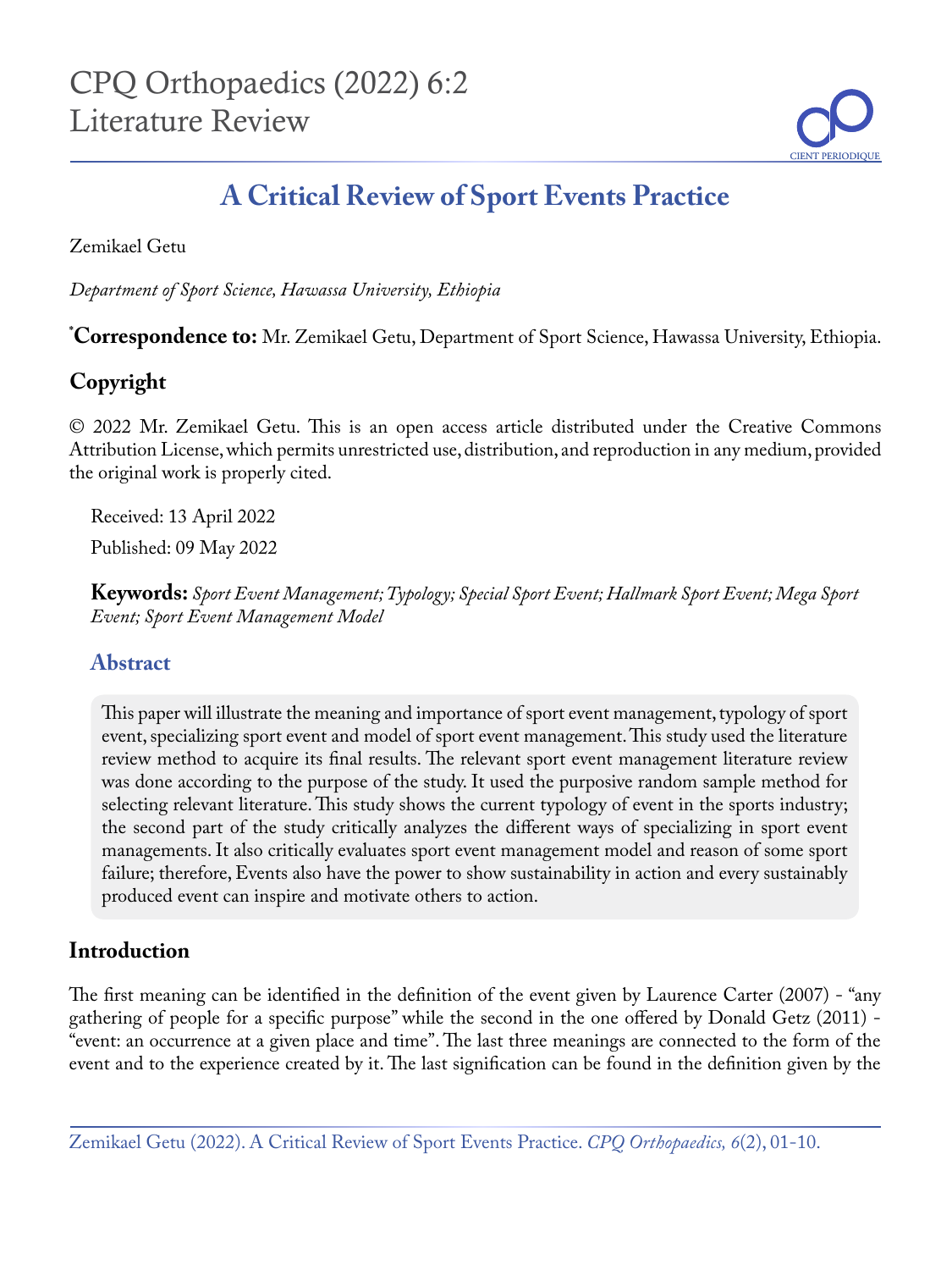CPQ Orthopaedics (2022) 6:2
Literature Review

# A Critical Review of Sport Events Practice

Zemikael Getu

*Department of Sport Science, Hawassa University, Ethiopia*

***Correspondence to:** Mr. Zemikael Getu, Department of Sport Science, Hawassa University, Ethiopia.

## Copyright

© 2022 Mr. Zemikael Getu. This is an open access article distributed under the Creative Commons Attribution License, which permits unrestricted use, distribution, and reproduction in any medium, provided the original work is properly cited.

Received: 13 April 2022

Published: 09 May 2022

**Keywords:** *Sport Event Management; Typology; Special Sport Event; Hallmark Sport Event; Mega Sport Event; Sport Event Management Model*

## Abstract

This paper will illustrate the meaning and importance of sport event management, typology of sport event, specializing sport event and model of sport event management. This study used the literature review method to acquire its final results. The relevant sport event management literature review was done according to the purpose of the study. It used the purposive random sample method for selecting relevant literature. This study shows the current typology of event in the sports industry; the second part of the study critically analyzes the different ways of specializing in sport event managements. It also critically evaluates sport event management model and reason of some sport failure; therefore, Events also have the power to show sustainability in action and every sustainably produced event can inspire and motivate others to action.

## Introduction

The first meaning can be identified in the definition of the event given by Laurence Carter (2007) - "any gathering of people for a specific purpose" while the second in the one offered by Donald Getz (2011) - "event: an occurrence at a given place and time". The last three meanings are connected to the form of the event and to the experience created by it. The last signification can be found in the definition given by the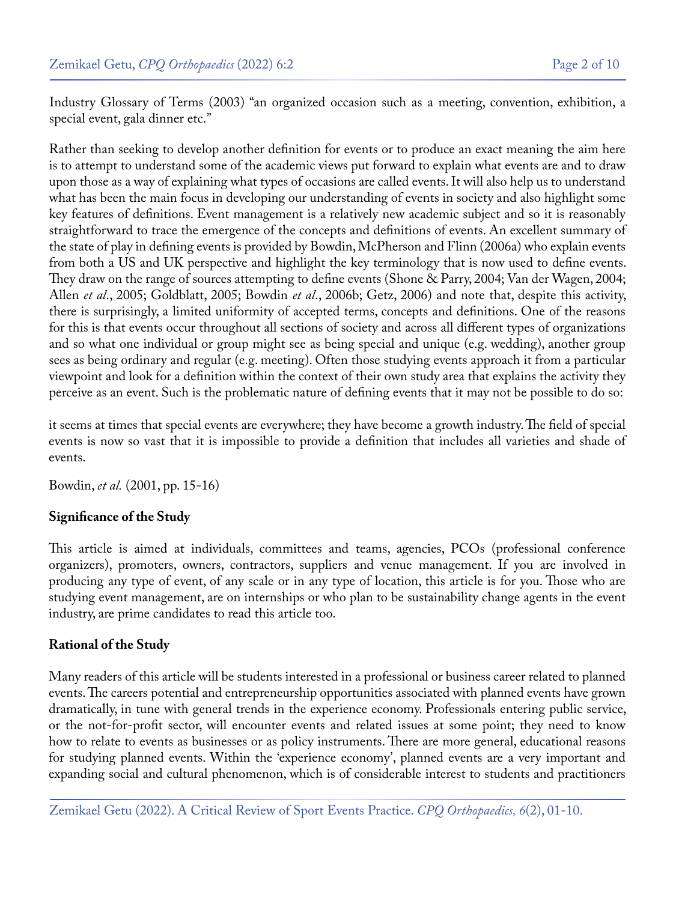Industry Glossary of Terms (2003) "an organized occasion such as a meeting, convention, exhibition, a special event, gala dinner etc."

Rather than seeking to develop another definition for events or to produce an exact meaning the aim here is to attempt to understand some of the academic views put forward to explain what events are and to draw upon those as a way of explaining what types of occasions are called events. It will also help us to understand what has been the main focus in developing our understanding of events in society and also highlight some key features of definitions. Event management is a relatively new academic subject and so it is reasonably straightforward to trace the emergence of the concepts and definitions of events. An excellent summary of the state of play in defining events is provided by Bowdin, McPherson and Flinn (2006a) who explain events from both a US and UK perspective and highlight the key terminology that is now used to define events. They draw on the range of sources attempting to define events (Shone & Parry, 2004; Van der Wagen, 2004; Allen *et al*., 2005; Goldblatt, 2005; Bowdin *et al*., 2006b; Getz, 2006) and note that, despite this activity, there is surprisingly, a limited uniformity of accepted terms, concepts and definitions. One of the reasons for this is that events occur throughout all sections of society and across all different types of organizations and so what one individual or group might see as being special and unique (e.g. wedding), another group sees as being ordinary and regular (e.g. meeting). Often those studying events approach it from a particular viewpoint and look for a definition within the context of their own study area that explains the activity they perceive as an event. Such is the problematic nature of defining events that it may not be possible to do so:

it seems at times that special events are everywhere; they have become a growth industry. The field of special events is now so vast that it is impossible to provide a definition that includes all varieties and shade of events.

Bowdin, *et al.* (2001, pp. 15-16)

**Significance of the Study**

This article is aimed at individuals, committees and teams, agencies, PCOs (professional conference organizers), promoters, owners, contractors, suppliers and venue management. If you are involved in producing any type of event, of any scale or in any type of location, this article is for you. Those who are studying event management, are on internships or who plan to be sustainability change agents in the event industry, are prime candidates to read this article too.

**Rational of the Study**

Many readers of this article will be students interested in a professional or business career related to planned events. The careers potential and entrepreneurship opportunities associated with planned events have grown dramatically, in tune with general trends in the experience economy. Professionals entering public service, or the not-for-profit sector, will encounter events and related issues at some point; they need to know how to relate to events as businesses or as policy instruments. There are more general, educational reasons for studying planned events. Within the 'experience economy', planned events are a very important and expanding social and cultural phenomenon, which is of considerable interest to students and practitioners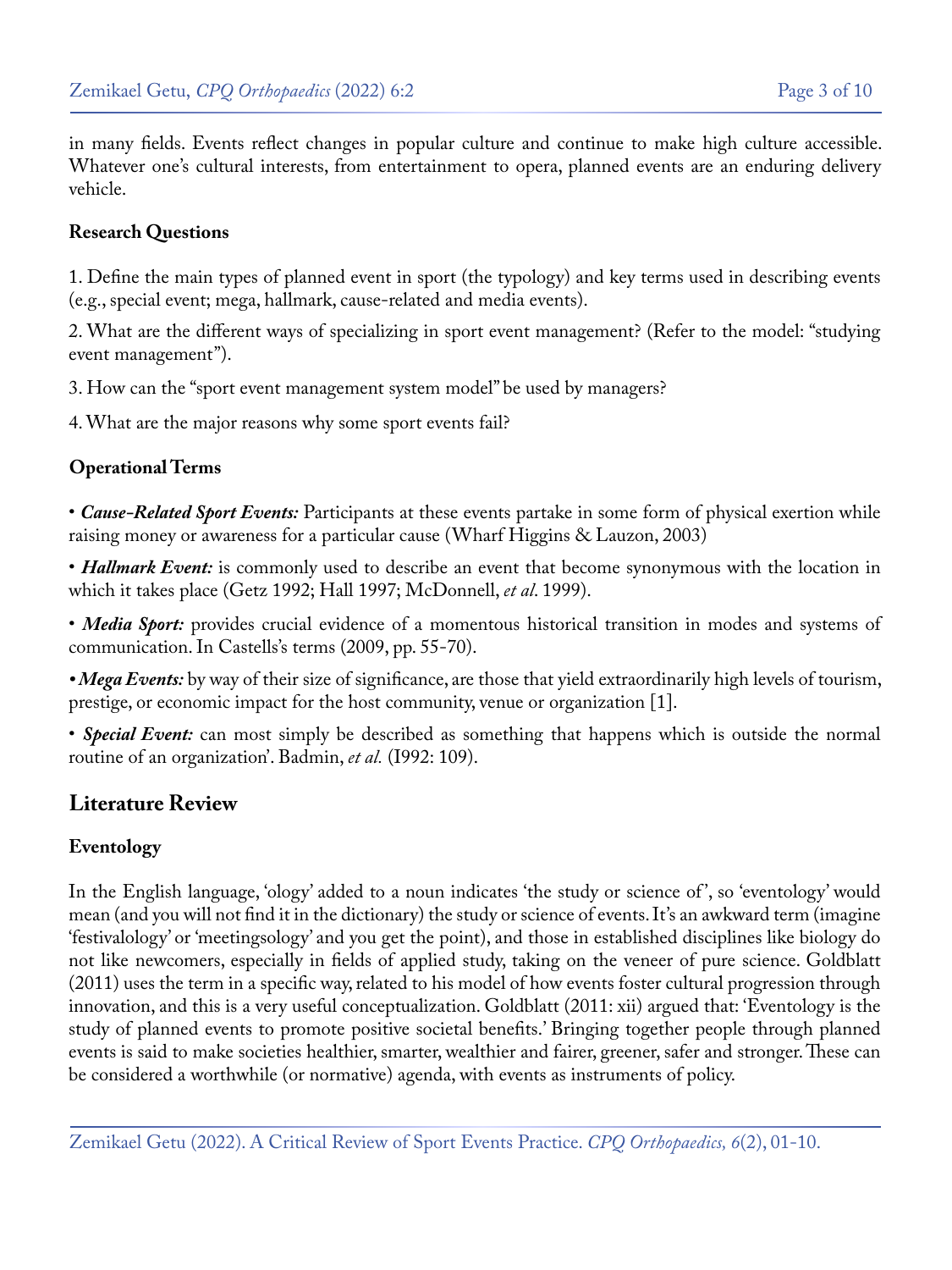in many fields. Events reflect changes in popular culture and continue to make high culture accessible. Whatever one's cultural interests, from entertainment to opera, planned events are an enduring delivery vehicle.

### Research Questions

1. Define the main types of planned event in sport (the typology) and key terms used in describing events (e.g., special event; mega, hallmark, cause-related and media events).

2. What are the different ways of specializing in sport event management? (Refer to the model: "studying event management").

3. How can the "sport event management system model" be used by managers?

4. What are the major reasons why some sport events fail?

### Operational Terms

• ***Cause-Related Sport Events:*** Participants at these events partake in some form of physical exertion while raising money or awareness for a particular cause (Wharf Higgins & Lauzon, 2003)

• ***Hallmark Event:*** is commonly used to describe an event that become synonymous with the location in which it takes place (Getz 1992; Hall 1997; McDonnell, *et al*. 1999).

• ***Media Sport:*** provides crucial evidence of a momentous historical transition in modes and systems of communication. In Castells's terms (2009, pp. 55-70).

• ***Mega Events:*** by way of their size of significance, are those that yield extraordinarily high levels of tourism, prestige, or economic impact for the host community, venue or organization [1].

• ***Special Event:*** can most simply be described as something that happens which is outside the normal routine of an organization'. Badmin, *et al.* (I992: 109).

## Literature Review

### Eventology

In the English language, 'ology' added to a noun indicates 'the study or science of', so 'eventology' would mean (and you will not find it in the dictionary) the study or science of events. It's an awkward term (imagine 'festivalology' or 'meetingsology' and you get the point), and those in established disciplines like biology do not like newcomers, especially in fields of applied study, taking on the veneer of pure science. Goldblatt (2011) uses the term in a specific way, related to his model of how events foster cultural progression through innovation, and this is a very useful conceptualization. Goldblatt (2011: xii) argued that: 'Eventology is the study of planned events to promote positive societal benefits.' Bringing together people through planned events is said to make societies healthier, smarter, wealthier and fairer, greener, safer and stronger. These can be considered a worthwhile (or normative) agenda, with events as instruments of policy.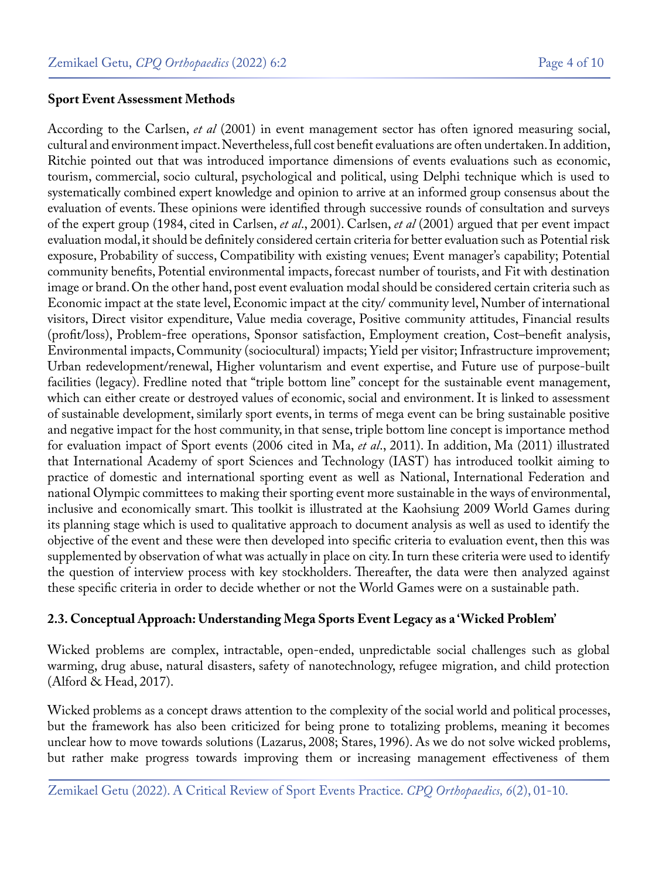**Sport Event Assessment Methods**

According to the Carlsen, *et al* (2001) in event management sector has often ignored measuring social, cultural and environment impact. Nevertheless, full cost benefit evaluations are often undertaken. In addition, Ritchie pointed out that was introduced importance dimensions of events evaluations such as economic, tourism, commercial, socio cultural, psychological and political, using Delphi technique which is used to systematically combined expert knowledge and opinion to arrive at an informed group consensus about the evaluation of events. These opinions were identified through successive rounds of consultation and surveys of the expert group (1984, cited in Carlsen, *et al*., 2001). Carlsen, *et al* (2001) argued that per event impact evaluation modal, it should be definitely considered certain criteria for better evaluation such as Potential risk exposure, Probability of success, Compatibility with existing venues; Event manager's capability; Potential community benefits, Potential environmental impacts, forecast number of tourists, and Fit with destination image or brand. On the other hand, post event evaluation modal should be considered certain criteria such as Economic impact at the state level, Economic impact at the city/ community level, Number of international visitors, Direct visitor expenditure, Value media coverage, Positive community attitudes, Financial results (profit/loss), Problem-free operations, Sponsor satisfaction, Employment creation, Cost–benefit analysis, Environmental impacts, Community (sociocultural) impacts; Yield per visitor; Infrastructure improvement; Urban redevelopment/renewal, Higher voluntarism and event expertise, and Future use of purpose-built facilities (legacy). Fredline noted that "triple bottom line" concept for the sustainable event management, which can either create or destroyed values of economic, social and environment. It is linked to assessment of sustainable development, similarly sport events, in terms of mega event can be bring sustainable positive and negative impact for the host community, in that sense, triple bottom line concept is importance method for evaluation impact of Sport events (2006 cited in Ma, *et al*., 2011). In addition, Ma (2011) illustrated that International Academy of sport Sciences and Technology (IAST) has introduced toolkit aiming to practice of domestic and international sporting event as well as National, International Federation and national Olympic committees to making their sporting event more sustainable in the ways of environmental, inclusive and economically smart. This toolkit is illustrated at the Kaohsiung 2009 World Games during its planning stage which is used to qualitative approach to document analysis as well as used to identify the objective of the event and these were then developed into specific criteria to evaluation event, then this was supplemented by observation of what was actually in place on city. In turn these criteria were used to identify the question of interview process with key stockholders. Thereafter, the data were then analyzed against these specific criteria in order to decide whether or not the World Games were on a sustainable path.

**2.3. Conceptual Approach: Understanding Mega Sports Event Legacy as a 'Wicked Problem'**

Wicked problems are complex, intractable, open-ended, unpredictable social challenges such as global warming, drug abuse, natural disasters, safety of nanotechnology, refugee migration, and child protection (Alford & Head, 2017).

Wicked problems as a concept draws attention to the complexity of the social world and political processes, but the framework has also been criticized for being prone to totalizing problems, meaning it becomes unclear how to move towards solutions (Lazarus, 2008; Stares, 1996). As we do not solve wicked problems, but rather make progress towards improving them or increasing management effectiveness of them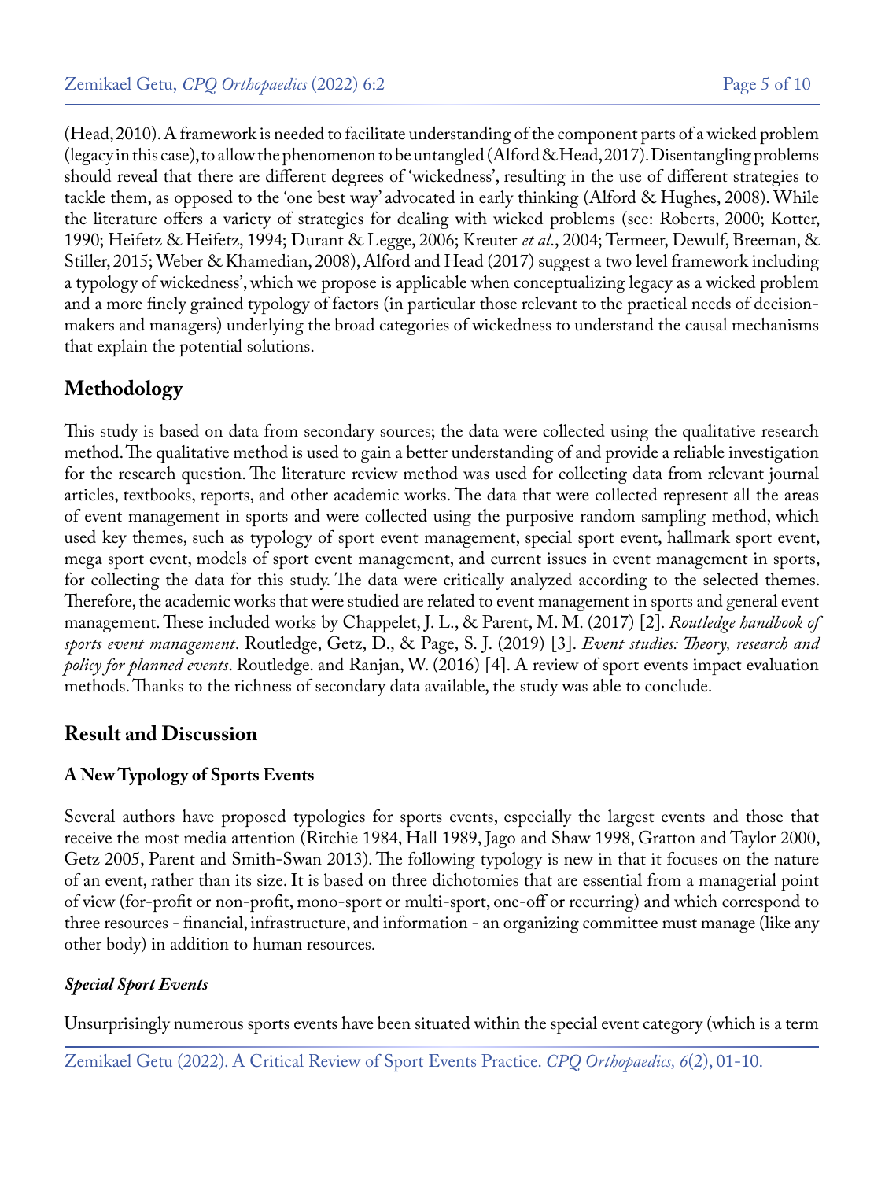(Head, 2010). A framework is needed to facilitate understanding of the component parts of a wicked problem (legacy in this case), to allow the phenomenon to be untangled (Alford & Head, 2017). Disentangling problems should reveal that there are different degrees of 'wickedness', resulting in the use of different strategies to tackle them, as opposed to the 'one best way' advocated in early thinking (Alford & Hughes, 2008). While the literature offers a variety of strategies for dealing with wicked problems (see: Roberts, 2000; Kotter, 1990; Heifetz & Heifetz, 1994; Durant & Legge, 2006; Kreuter *et al*., 2004; Termeer, Dewulf, Breeman, & Stiller, 2015; Weber & Khamedian, 2008), Alford and Head (2017) suggest a two level framework including a typology of wickedness', which we propose is applicable when conceptualizing legacy as a wicked problem and a more finely grained typology of factors (in particular those relevant to the practical needs of decision-makers and managers) underlying the broad categories of wickedness to understand the causal mechanisms that explain the potential solutions.

## Methodology

This study is based on data from secondary sources; the data were collected using the qualitative research method. The qualitative method is used to gain a better understanding of and provide a reliable investigation for the research question. The literature review method was used for collecting data from relevant journal articles, textbooks, reports, and other academic works. The data that were collected represent all the areas of event management in sports and were collected using the purposive random sampling method, which used key themes, such as typology of sport event management, special sport event, hallmark sport event, mega sport event, models of sport event management, and current issues in event management in sports, for collecting the data for this study. The data were critically analyzed according to the selected themes. Therefore, the academic works that were studied are related to event management in sports and general event management. These included works by Chappelet, J. L., & Parent, M. M. (2017) [2]. *Routledge handbook of sports event management*. Routledge, Getz, D., & Page, S. J. (2019) [3]. *Event studies: Theory, research and policy for planned events*. Routledge. and Ranjan, W. (2016) [4]. A review of sport events impact evaluation methods. Thanks to the richness of secondary data available, the study was able to conclude.

## Result and Discussion

### A New Typology of Sports Events

Several authors have proposed typologies for sports events, especially the largest events and those that receive the most media attention (Ritchie 1984, Hall 1989, Jago and Shaw 1998, Gratton and Taylor 2000, Getz 2005, Parent and Smith-Swan 2013). The following typology is new in that it focuses on the nature of an event, rather than its size. It is based on three dichotomies that are essential from a managerial point of view (for-profit or non-profit, mono-sport or multi-sport, one-off or recurring) and which correspond to three resources - financial, infrastructure, and information - an organizing committee must manage (like any other body) in addition to human resources.

#### *Special Sport Events*

Unsurprisingly numerous sports events have been situated within the special event category (which is a term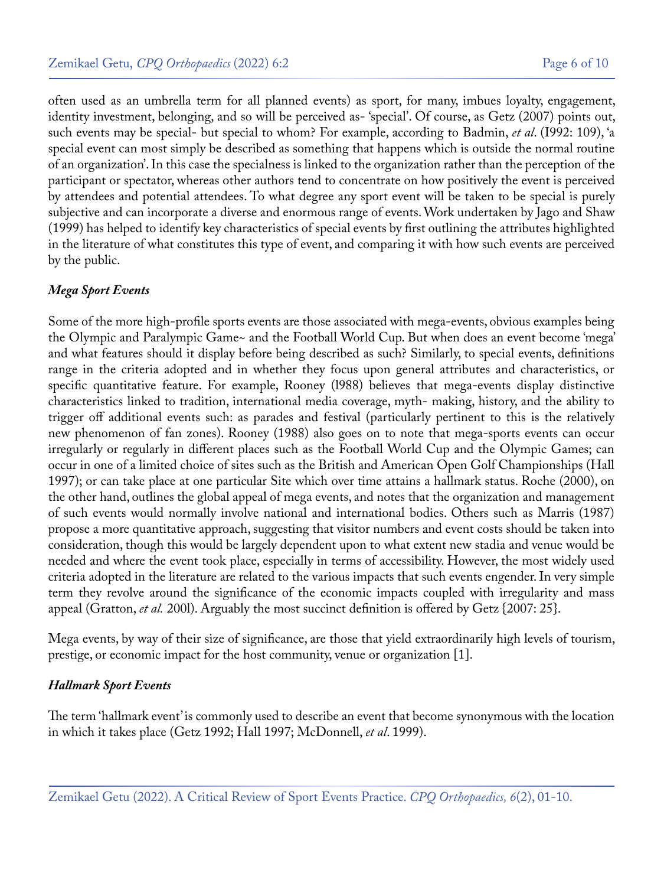often used as an umbrella term for all planned events) as sport, for many, imbues loyalty, engagement, identity investment, belonging, and so will be perceived as- 'special'. Of course, as Getz (2007) points out, such events may be special- but special to whom? For example, according to Badmin, *et al*. (I992: 109), 'a special event can most simply be described as something that happens which is outside the normal routine of an organization'. In this case the specialness is linked to the organization rather than the perception of the participant or spectator, whereas other authors tend to concentrate on how positively the event is perceived by attendees and potential attendees. To what degree any sport event will be taken to be special is purely subjective and can incorporate a diverse and enormous range of events. Work undertaken by Jago and Shaw (1999) has helped to identify key characteristics of special events by first outlining the attributes highlighted in the literature of what constitutes this type of event, and comparing it with how such events are perceived by the public.

***Mega Sport Events***

Some of the more high-profile sports events are those associated with mega-events, obvious examples being the Olympic and Paralympic Game~ and the Football World Cup. But when does an event become 'mega' and what features should it display before being described as such? Similarly, to special events, definitions range in the criteria adopted and in whether they focus upon general attributes and characteristics, or specific quantitative feature. For example, Rooney (l988) believes that mega-events display distinctive characteristics linked to tradition, international media coverage, myth- making, history, and the ability to trigger off additional events such: as parades and festival (particularly pertinent to this is the relatively new phenomenon of fan zones). Rooney (1988) also goes on to note that mega-sports events can occur irregularly or regularly in different places such as the Football World Cup and the Olympic Games; can occur in one of a limited choice of sites such as the British and American Open Golf Championships (Hall 1997); or can take place at one particular Site which over time attains a hallmark status. Roche (2000), on the other hand, outlines the global appeal of mega events, and notes that the organization and management of such events would normally involve national and international bodies. Others such as Marris (1987) propose a more quantitative approach, suggesting that visitor numbers and event costs should be taken into consideration, though this would be largely dependent upon to what extent new stadia and venue would be needed and where the event took place, especially in terms of accessibility. However, the most widely used criteria adopted in the literature are related to the various impacts that such events engender. In very simple term they revolve around the significance of the economic impacts coupled with irregularity and mass appeal (Gratton, *et al.* 200l). Arguably the most succinct definition is offered by Getz {2007: 25}.

Mega events, by way of their size of significance, are those that yield extraordinarily high levels of tourism, prestige, or economic impact for the host community, venue or organization [1].

***Hallmark Sport Events***

The term 'hallmark event' is commonly used to describe an event that become synonymous with the location in which it takes place (Getz 1992; Hall 1997; McDonnell, *et al*. 1999).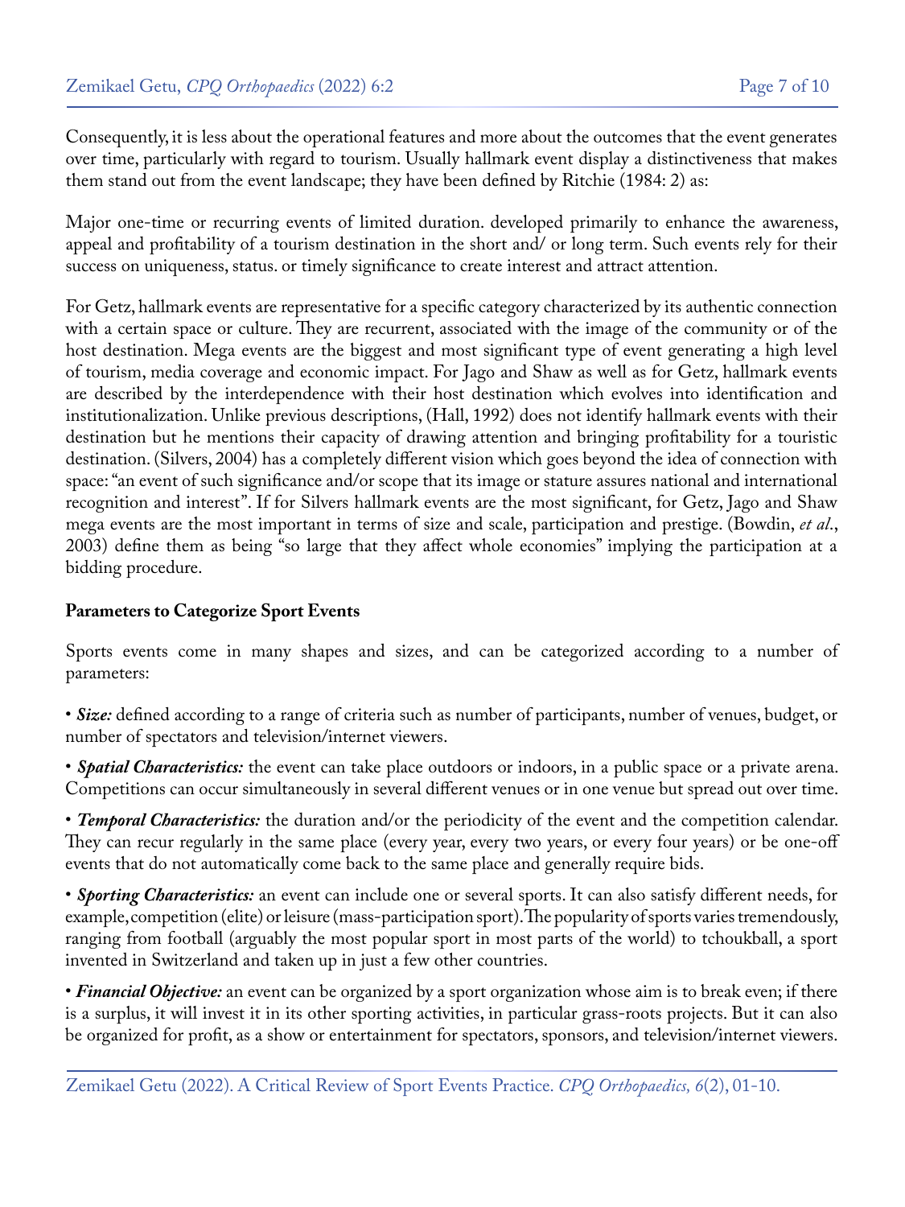Consequently, it is less about the operational features and more about the outcomes that the event generates over time, particularly with regard to tourism. Usually hallmark event display a distinctiveness that makes them stand out from the event landscape; they have been defined by Ritchie (1984: 2) as:

Major one-time or recurring events of limited duration. developed primarily to enhance the awareness, appeal and profitability of a tourism destination in the short and/ or long term. Such events rely for their success on uniqueness, status. or timely significance to create interest and attract attention.

For Getz, hallmark events are representative for a specific category characterized by its authentic connection with a certain space or culture. They are recurrent, associated with the image of the community or of the host destination. Mega events are the biggest and most significant type of event generating a high level of tourism, media coverage and economic impact. For Jago and Shaw as well as for Getz, hallmark events are described by the interdependence with their host destination which evolves into identification and institutionalization. Unlike previous descriptions, (Hall, 1992) does not identify hallmark events with their destination but he mentions their capacity of drawing attention and bringing profitability for a touristic destination. (Silvers, 2004) has a completely different vision which goes beyond the idea of connection with space: "an event of such significance and/or scope that its image or stature assures national and international recognition and interest". If for Silvers hallmark events are the most significant, for Getz, Jago and Shaw mega events are the most important in terms of size and scale, participation and prestige. (Bowdin, *et al*., 2003) define them as being "so large that they affect whole economies" implying the participation at a bidding procedure.

**Parameters to Categorize Sport Events**

Sports events come in many shapes and sizes, and can be categorized according to a number of parameters:

- ***Size:*** defined according to a range of criteria such as number of participants, number of venues, budget, or number of spectators and television/internet viewers.
- ***Spatial Characteristics:*** the event can take place outdoors or indoors, in a public space or a private arena. Competitions can occur simultaneously in several different venues or in one venue but spread out over time.
- ***Temporal Characteristics:*** the duration and/or the periodicity of the event and the competition calendar. They can recur regularly in the same place (every year, every two years, or every four years) or be one-off events that do not automatically come back to the same place and generally require bids.
- ***Sporting Characteristics:*** an event can include one or several sports. It can also satisfy different needs, for example, competition (elite) or leisure (mass-participation sport). The popularity of sports varies tremendously, ranging from football (arguably the most popular sport in most parts of the world) to tchoukball, a sport invented in Switzerland and taken up in just a few other countries.
- ***Financial Objective:*** an event can be organized by a sport organization whose aim is to break even; if there is a surplus, it will invest it in its other sporting activities, in particular grass-roots projects. But it can also be organized for profit, as a show or entertainment for spectators, sponsors, and television/internet viewers.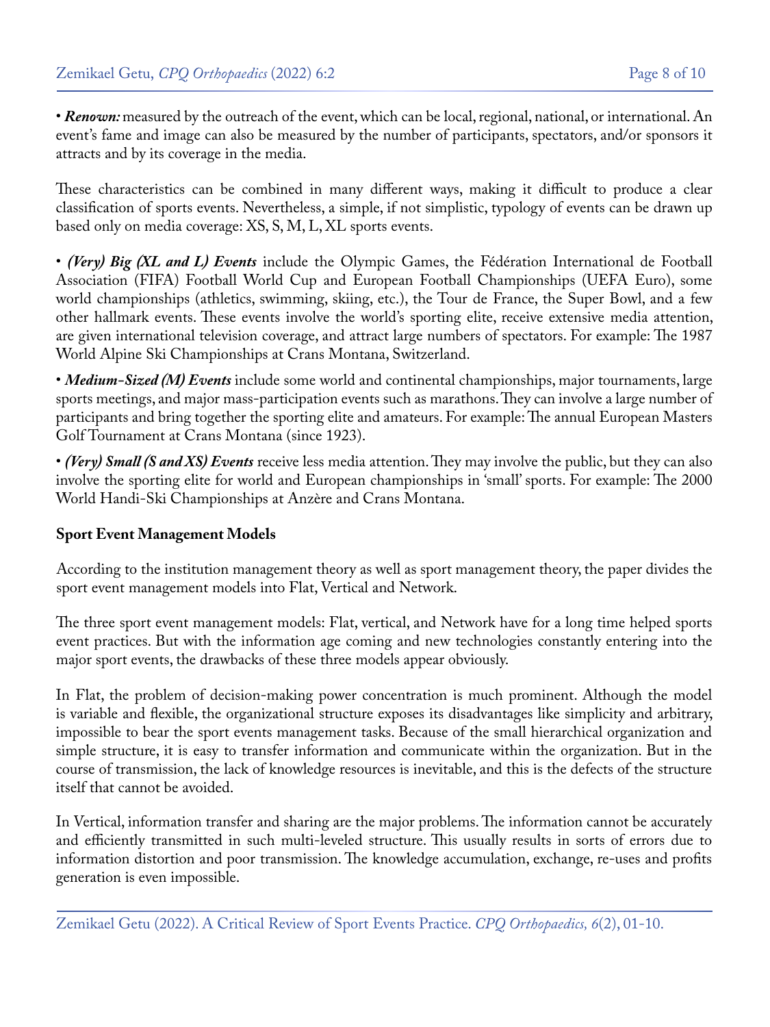• ***Renown:*** measured by the outreach of the event, which can be local, regional, national, or international. An event's fame and image can also be measured by the number of participants, spectators, and/or sponsors it attracts and by its coverage in the media.

These characteristics can be combined in many different ways, making it difficult to produce a clear classification of sports events. Nevertheless, a simple, if not simplistic, typology of events can be drawn up based only on media coverage: XS, S, M, L, XL sports events.

• ***(Very) Big (XL and L) Events*** include the Olympic Games, the Fédération International de Football Association (FIFA) Football World Cup and European Football Championships (UEFA Euro), some world championships (athletics, swimming, skiing, etc.), the Tour de France, the Super Bowl, and a few other hallmark events. These events involve the world's sporting elite, receive extensive media attention, are given international television coverage, and attract large numbers of spectators. For example: The 1987 World Alpine Ski Championships at Crans Montana, Switzerland.

• ***Medium-Sized (M) Events*** include some world and continental championships, major tournaments, large sports meetings, and major mass-participation events such as marathons. They can involve a large number of participants and bring together the sporting elite and amateurs. For example: The annual European Masters Golf Tournament at Crans Montana (since 1923).

• ***(Very) Small (S and XS) Events*** receive less media attention. They may involve the public, but they can also involve the sporting elite for world and European championships in 'small' sports. For example: The 2000 World Handi-Ski Championships at Anzère and Crans Montana.

**Sport Event Management Models**

According to the institution management theory as well as sport management theory, the paper divides the sport event management models into Flat, Vertical and Network.

The three sport event management models: Flat, vertical, and Network have for a long time helped sports event practices. But with the information age coming and new technologies constantly entering into the major sport events, the drawbacks of these three models appear obviously.

In Flat, the problem of decision-making power concentration is much prominent. Although the model is variable and flexible, the organizational structure exposes its disadvantages like simplicity and arbitrary, impossible to bear the sport events management tasks. Because of the small hierarchical organization and simple structure, it is easy to transfer information and communicate within the organization. But in the course of transmission, the lack of knowledge resources is inevitable, and this is the defects of the structure itself that cannot be avoided.

In Vertical, information transfer and sharing are the major problems. The information cannot be accurately and efficiently transmitted in such multi-leveled structure. This usually results in sorts of errors due to information distortion and poor transmission. The knowledge accumulation, exchange, re-uses and profits generation is even impossible.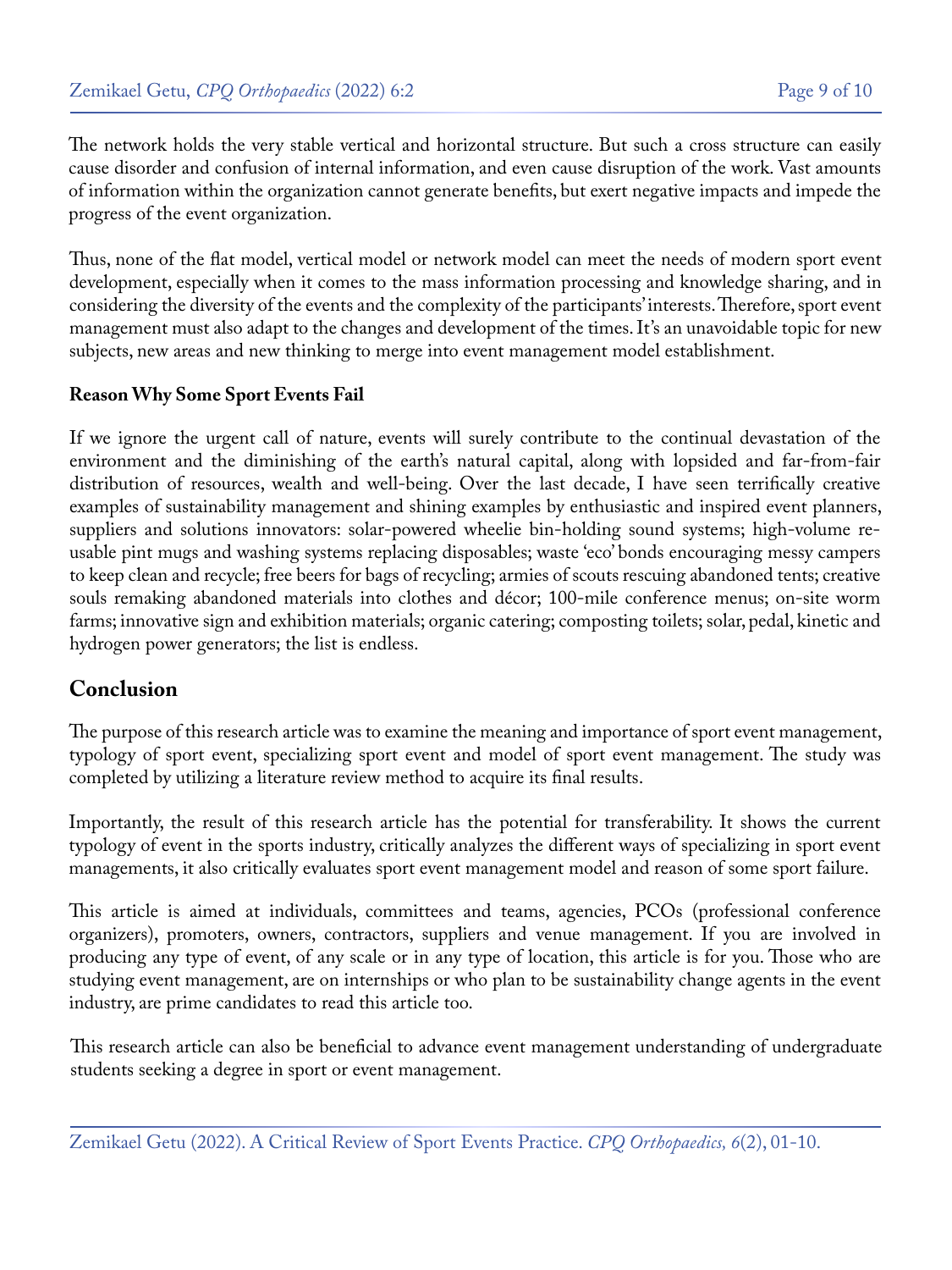The network holds the very stable vertical and horizontal structure. But such a cross structure can easily cause disorder and confusion of internal information, and even cause disruption of the work. Vast amounts of information within the organization cannot generate benefits, but exert negative impacts and impede the progress of the event organization.

Thus, none of the flat model, vertical model or network model can meet the needs of modern sport event development, especially when it comes to the mass information processing and knowledge sharing, and in considering the diversity of the events and the complexity of the participants' interests. Therefore, sport event management must also adapt to the changes and development of the times. It's an unavoidable topic for new subjects, new areas and new thinking to merge into event management model establishment.

**Reason Why Some Sport Events Fail**

If we ignore the urgent call of nature, events will surely contribute to the continual devastation of the environment and the diminishing of the earth's natural capital, along with lopsided and far-from-fair distribution of resources, wealth and well-being. Over the last decade, I have seen terrifically creative examples of sustainability management and shining examples by enthusiastic and inspired event planners, suppliers and solutions innovators: solar-powered wheelie bin-holding sound systems; high-volume re-usable pint mugs and washing systems replacing disposables; waste 'eco' bonds encouraging messy campers to keep clean and recycle; free beers for bags of recycling; armies of scouts rescuing abandoned tents; creative souls remaking abandoned materials into clothes and décor; 100-mile conference menus; on-site worm farms; innovative sign and exhibition materials; organic catering; composting toilets; solar, pedal, kinetic and hydrogen power generators; the list is endless.

## Conclusion

The purpose of this research article was to examine the meaning and importance of sport event management, typology of sport event, specializing sport event and model of sport event management. The study was completed by utilizing a literature review method to acquire its final results.

Importantly, the result of this research article has the potential for transferability. It shows the current typology of event in the sports industry, critically analyzes the different ways of specializing in sport event managements, it also critically evaluates sport event management model and reason of some sport failure.

This article is aimed at individuals, committees and teams, agencies, PCOs (professional conference organizers), promoters, owners, contractors, suppliers and venue management. If you are involved in producing any type of event, of any scale or in any type of location, this article is for you. Those who are studying event management, are on internships or who plan to be sustainability change agents in the event industry, are prime candidates to read this article too.

This research article can also be beneficial to advance event management understanding of undergraduate students seeking a degree in sport or event management.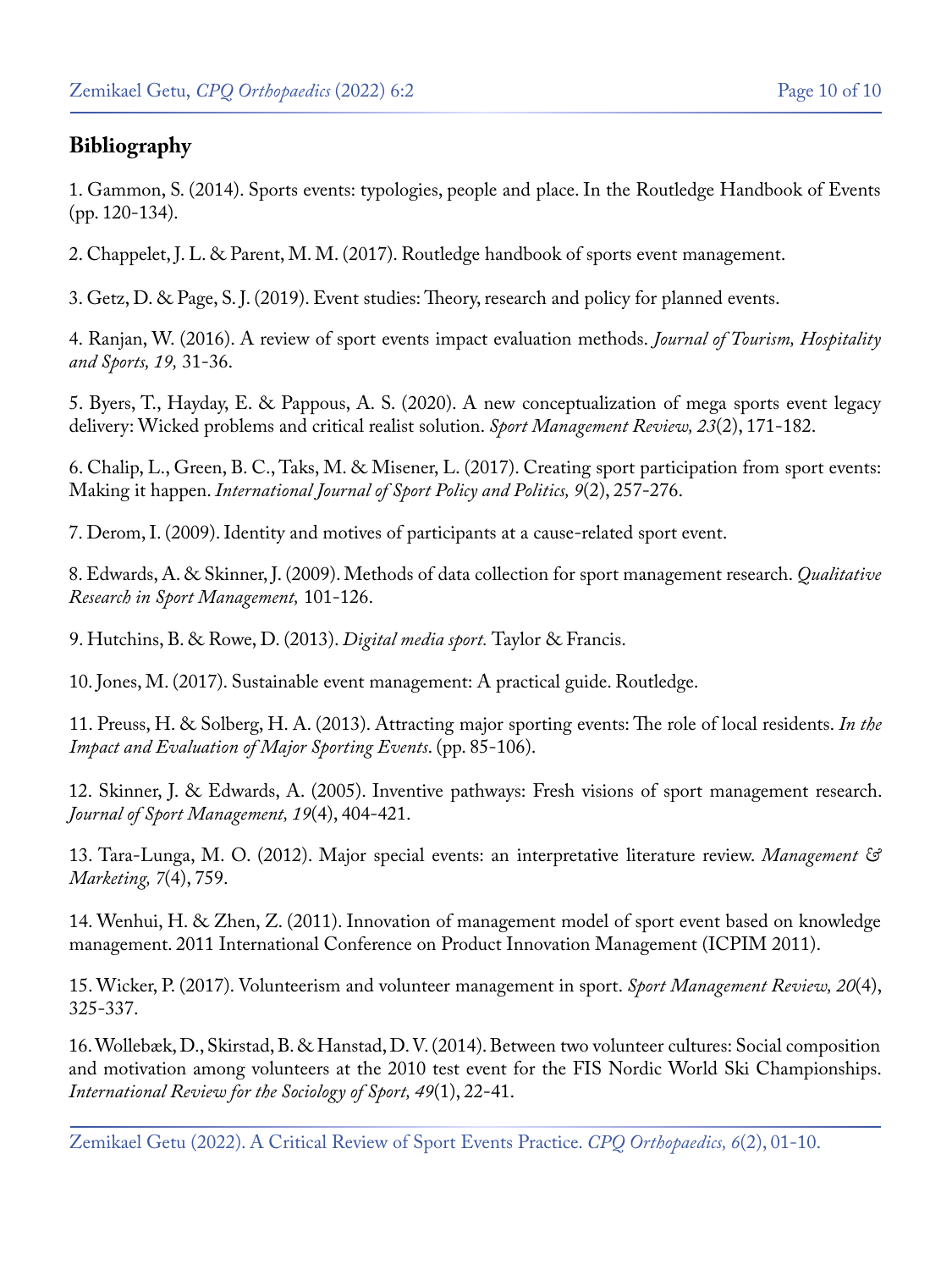## Bibliography

1. Gammon, S. (2014). Sports events: typologies, people and place. In the Routledge Handbook of Events (pp. 120-134).

2. Chappelet, J. L. & Parent, M. M. (2017). Routledge handbook of sports event management.

3. Getz, D. & Page, S. J. (2019). Event studies: Theory, research and policy for planned events.

4. Ranjan, W. (2016). A review of sport events impact evaluation methods. *Journal of Tourism, Hospitality and Sports, 19,* 31-36.

5. Byers, T., Hayday, E. & Pappous, A. S. (2020). A new conceptualization of mega sports event legacy delivery: Wicked problems and critical realist solution. *Sport Management Review, 23*(2), 171-182.

6. Chalip, L., Green, B. C., Taks, M. & Misener, L. (2017). Creating sport participation from sport events: Making it happen. *International Journal of Sport Policy and Politics, 9*(2), 257-276.

7. Derom, I. (2009). Identity and motives of participants at a cause-related sport event.

8. Edwards, A. & Skinner, J. (2009). Methods of data collection for sport management research. *Qualitative Research in Sport Management,* 101-126.

9. Hutchins, B. & Rowe, D. (2013). *Digital media sport.* Taylor & Francis.

10. Jones, M. (2017). Sustainable event management: A practical guide. Routledge.

11. Preuss, H. & Solberg, H. A. (2013). Attracting major sporting events: The role of local residents. *In the Impact and Evaluation of Major Sporting Events*. (pp. 85-106).

12. Skinner, J. & Edwards, A. (2005). Inventive pathways: Fresh visions of sport management research. *Journal of Sport Management, 19*(4), 404-421.

13. Tara-Lunga, M. O. (2012). Major special events: an interpretative literature review. *Management & Marketing, 7*(4), 759.

14. Wenhui, H. & Zhen, Z. (2011). Innovation of management model of sport event based on knowledge management. 2011 International Conference on Product Innovation Management (ICPIM 2011).

15. Wicker, P. (2017). Volunteerism and volunteer management in sport. *Sport Management Review, 20*(4), 325-337.

16. Wollebæk, D., Skirstad, B. & Hanstad, D. V. (2014). Between two volunteer cultures: Social composition and motivation among volunteers at the 2010 test event for the FIS Nordic World Ski Championships. *International Review for the Sociology of Sport, 49*(1), 22-41.